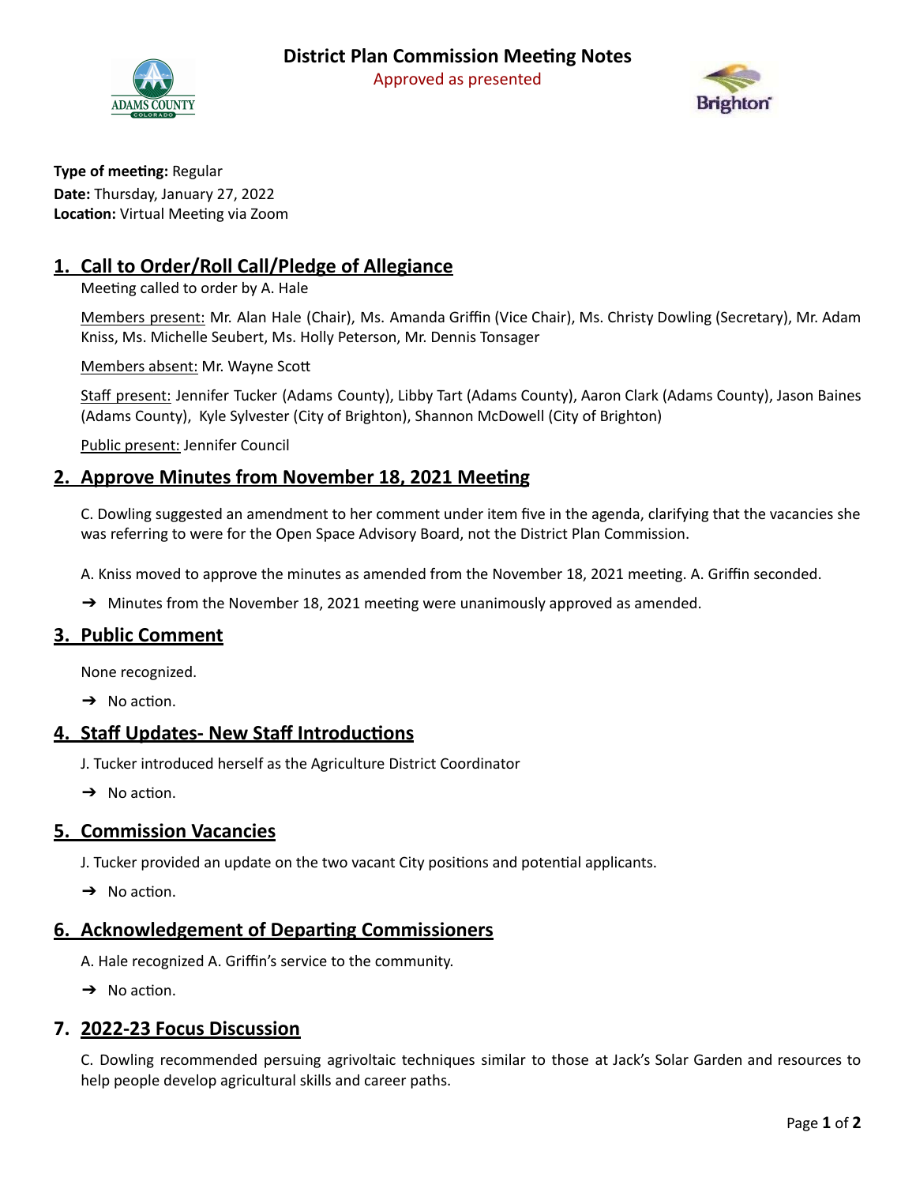# District Plan Commission Meeting Notes

Approved as presented

**Type of meeting:** Regular
**Date:** Thursday, January 27, 2022
**Location:** Virtual Meeting via Zoom

## 1. Call to Order/Roll Call/Pledge of Allegiance

Meeting called to order by A. Hale

Members present: Mr. Alan Hale (Chair), Ms. Amanda Griffin (Vice Chair), Ms. Christy Dowling (Secretary), Mr. Adam Kniss, Ms. Michelle Seubert, Ms. Holly Peterson, Mr. Dennis Tonsager

Members absent: Mr. Wayne Scott

Staff present: Jennifer Tucker (Adams County), Libby Tart (Adams County), Aaron Clark (Adams County), Jason Baines (Adams County), Kyle Sylvester (City of Brighton), Shannon McDowell (City of Brighton)

Public present: Jennifer Council

## 2. Approve Minutes from November 18, 2021 Meeting

C. Dowling suggested an amendment to her comment under item five in the agenda, clarifying that the vacancies she was referring to were for the Open Space Advisory Board, not the District Plan Commission.

A. Kniss moved to approve the minutes as amended from the November 18, 2021 meeting. A. Griffin seconded.

➔ Minutes from the November 18, 2021 meeting were unanimously approved as amended.

## 3. Public Comment

None recognized.

➔ No action.

## 4. Staff Updates- New Staff Introductions

J. Tucker introduced herself as the Agriculture District Coordinator

➔ No action.

## 5. Commission Vacancies

J. Tucker provided an update on the two vacant City positions and potential applicants.

➔ No action.

## 6. Acknowledgement of Departing Commissioners

A. Hale recognized A. Griffin's service to the community.

➔ No action.

## 7. 2022-23 Focus Discussion

C. Dowling recommended persuing agrivoltaic techniques similar to those at Jack's Solar Garden and resources to help people develop agricultural skills and career paths.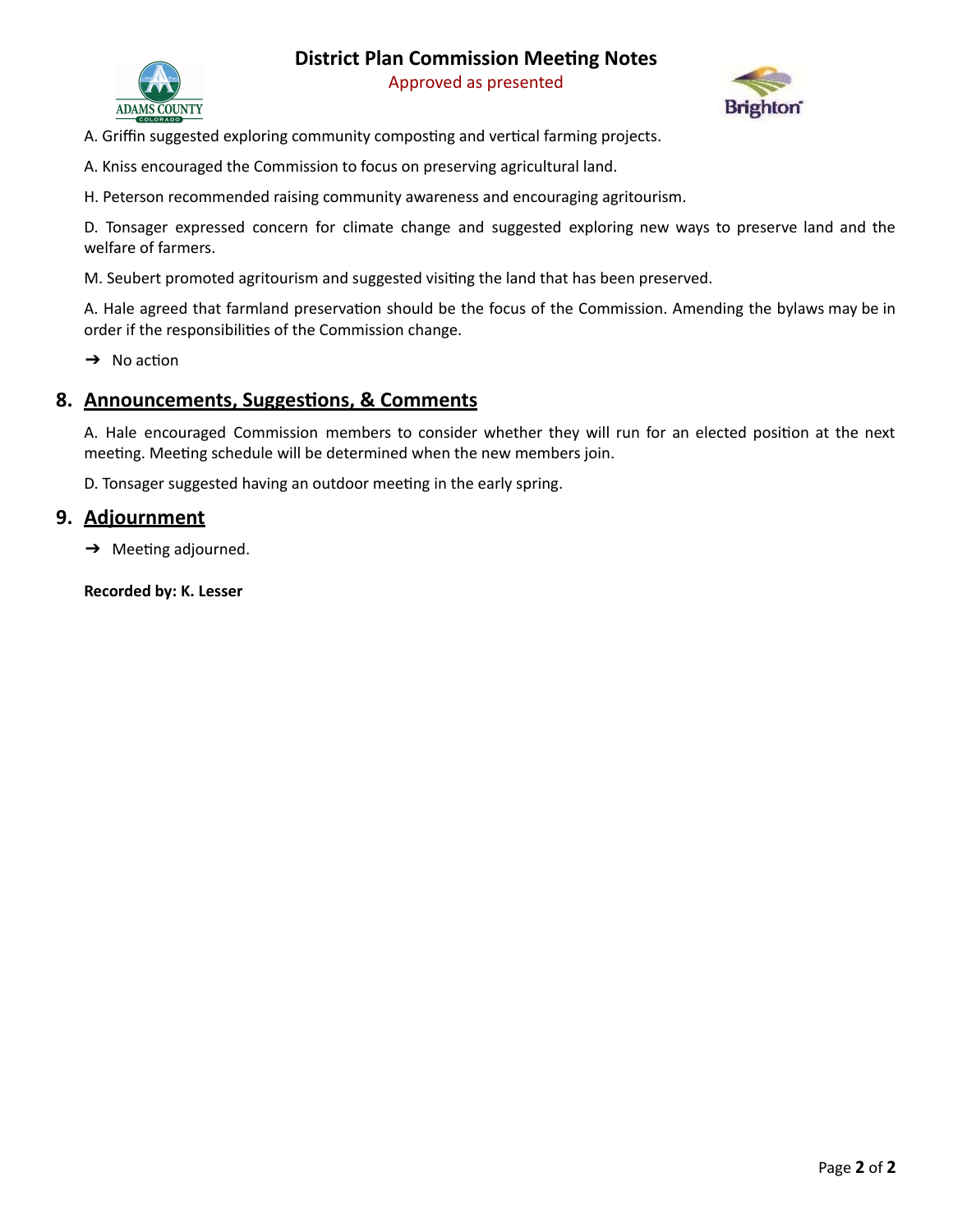A. Griffin suggested exploring community composting and vertical farming projects.

A. Kniss encouraged the Commission to focus on preserving agricultural land.

H. Peterson recommended raising community awareness and encouraging agritourism.

D. Tonsager expressed concern for climate change and suggested exploring new ways to preserve land and the welfare of farmers.

M. Seubert promoted agritourism and suggested visiting the land that has been preserved.

A. Hale agreed that farmland preservation should be the focus of the Commission. Amending the bylaws may be in order if the responsibilities of the Commission change.

➔ No action

## 8. Announcements, Suggestions, & Comments

A. Hale encouraged Commission members to consider whether they will run for an elected position at the next meeting. Meeting schedule will be determined when the new members join.

D. Tonsager suggested having an outdoor meeting in the early spring.

## 9. Adjournment

➔ Meeting adjourned.

**Recorded by: K. Lesser**